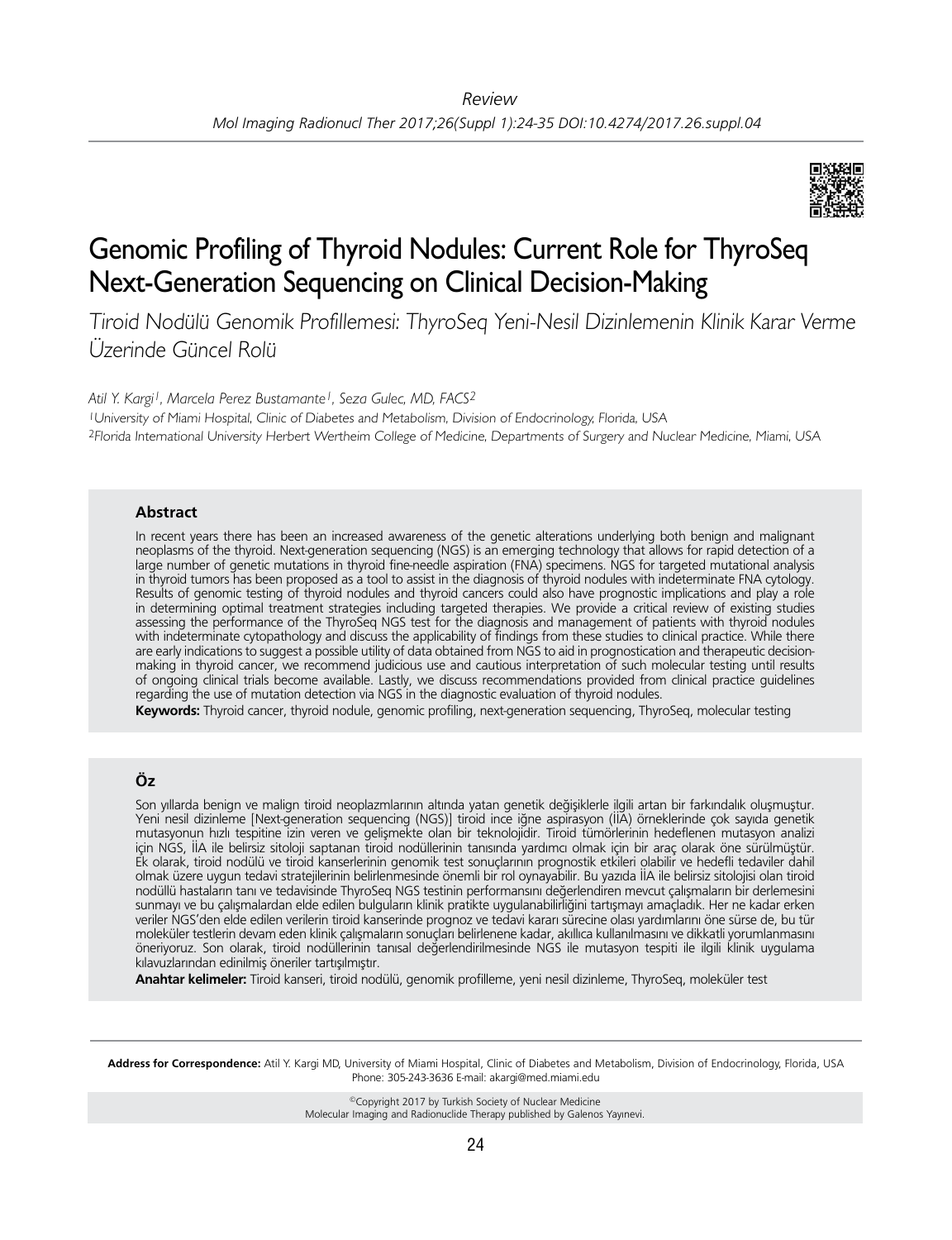Review

# Genomic Profiling of Thyroid Nodules: Current Role for ThyroSeq Next-Generation Sequencing on Clinical Decision-Making

*Tiroid Nodülü Genomik Profillemesi: ThyroSeq Yeni-Nesil Dizinlemenin Klinik Karar Verme Üzerinde Güncel Rolü*

*Atil Y. Kargi[1], Marcela Perez Bustamante[1], Seza Gulec, MD, FACS[2]*

[1]*University of Miami Hospital, Clinic of Diabetes and Metabolism, Division of Endocrinology, Florida, USA*

[2]*Florida International University Herbert Wertheim College of Medicine, Departments of Surgery and Nuclear Medicine, Miami, USA*

## Abstract

In recent years there has been an increased awareness of the genetic alterations underlying both benign and malignant neoplasms of the thyroid. Next-generation sequencing (NGS) is an emerging technology that allows for rapid detection of a large number of genetic mutations in thyroid fine-needle aspiration (FNA) specimens. NGS for targeted mutational analysis in thyroid tumors has been proposed as a tool to assist in the diagnosis of thyroid nodules with indeterminate FNA cytology. Results of genomic testing of thyroid nodules and thyroid cancers could also have prognostic implications and play a role in determining optimal treatment strategies including targeted therapies. We provide a critical review of existing studies assessing the performance of the ThyroSeq NGS test for the diagnosis and management of patients with thyroid nodules with indeterminate cytopathology and discuss the applicability of findings from these studies to clinical practice. While there are early indications to suggest a possible utility of data obtained from NGS to aid in prognostication and therapeutic decision-making in thyroid cancer, we recommend judicious use and cautious interpretation of such molecular testing until results of ongoing clinical trials become available. Lastly, we discuss recommendations provided from clinical practice guidelines regarding the use of mutation detection via NGS in the diagnostic evaluation of thyroid nodules.

**Keywords:** Thyroid cancer, thyroid nodule, genomic profiling, next-generation sequencing, ThyroSeq, molecular testing

## Öz

Son yıllarda benign ve malign tiroid neoplazmlarının altında yatan genetik değişiklerle ilgili artan bir farkındalık oluşmuştur. Yeni nesil dizinleme [Next-generation sequencing (NGS)] tiroid ince iğne aspirasyon (İİA) örneklerinde çok sayıda genetik mutasyonun hızlı tespitine izin veren ve gelişmekte olan bir teknolojidir. Tiroid tümörlerinin hedeflenen mutasyon analizi için NGS, İİA ile belirsiz sitoloji saptanan tiroid nodüllerinin tanısında yardımcı olmak için bir araç olarak öne sürülmüştür. Ek olarak, tiroid nodülü ve tiroid kanserlerinin genomik test sonuçlarının prognostik etkileri olabilir ve hedefli tedaviler dahil olmak üzere uygun tedavi stratejilerinin belirlenmesinde önemli bir rol oynayabilir. Bu yazıda İİA ile belirsiz sitolojisi olan tiroid nodüllü hastaların tanı ve tedavisinde ThyroSeq NGS testinin performansını değerlendiren mevcut çalışmaların bir derlemesini sunmayı ve bu çalışmalardan elde edilen bulguların klinik pratikte uygulanabilirliğini tartışmayı amaçladık. Her ne kadar erken veriler NGS'den elde edilen verilerin tiroid kanserinde prognoz ve tedavi kararı sürecine olası yardımlarını öne sürse de, bu tür moleküler testlerin devam eden klinik çalışmaların sonuçları belirlenene kadar, akıllıca kullanılmasını ve dikkatli yorumlanmasını öneriyoruz. Son olarak, tiroid nodüllerinin tanısal değerlendirilmesinde NGS ile mutasyon tespiti ile ilgili klinik uygulama kılavuzlarından edinilmiş öneriler tartışılmıştır.

**Anahtar kelimeler:** Tiroid kanseri, tiroid nodülü, genomik profilleme, yeni nesil dizinleme, ThyroSeq, moleküler test

**Address for Correspondence:** Atil Y. Kargi MD, University of Miami Hospital, Clinic of Diabetes and Metabolism, Division of Endocrinology, Florida, USA Phone: 305-243-3636 E-mail: akargi@med.miami.edu

©Copyright 2017 by Turkish Society of Nuclear Medicine
Molecular Imaging and Radionuclide Therapy published by Galenos Yayınevi.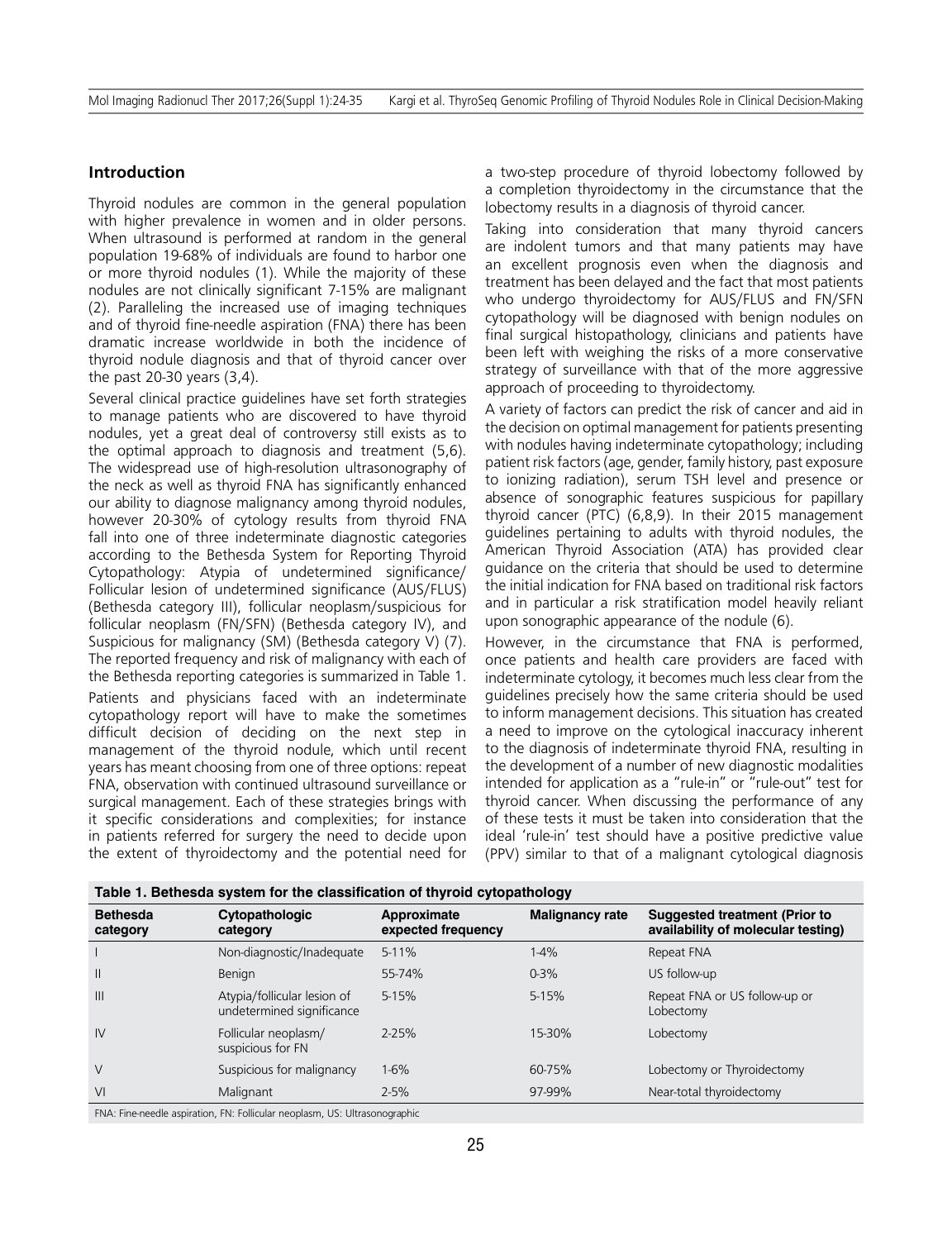## Introduction

Thyroid nodules are common in the general population with higher prevalence in women and in older persons. When ultrasound is performed at random in the general population 19-68% of individuals are found to harbor one or more thyroid nodules (1). While the majority of these nodules are not clinically significant 7-15% are malignant (2). Paralleling the increased use of imaging techniques and of thyroid fine-needle aspiration (FNA) there has been dramatic increase worldwide in both the incidence of thyroid nodule diagnosis and that of thyroid cancer over the past 20-30 years (3,4).

Several clinical practice guidelines have set forth strategies to manage patients who are discovered to have thyroid nodules, yet a great deal of controversy still exists as to the optimal approach to diagnosis and treatment (5,6). The widespread use of high-resolution ultrasonography of the neck as well as thyroid FNA has significantly enhanced our ability to diagnose malignancy among thyroid nodules, however 20-30% of cytology results from thyroid FNA fall into one of three indeterminate diagnostic categories according to the Bethesda System for Reporting Thyroid Cytopathology: Atypia of undetermined significance/ Follicular lesion of undetermined significance (AUS/FLUS) (Bethesda category III), follicular neoplasm/suspicious for follicular neoplasm (FN/SFN) (Bethesda category IV), and Suspicious for malignancy (SM) (Bethesda category V) (7). The reported frequency and risk of malignancy with each of the Bethesda reporting categories is summarized in Table 1.

Patients and physicians faced with an indeterminate cytopathology report will have to make the sometimes difficult decision of deciding on the next step in management of the thyroid nodule, which until recent years has meant choosing from one of three options: repeat FNA, observation with continued ultrasound surveillance or surgical management. Each of these strategies brings with it specific considerations and complexities; for instance in patients referred for surgery the need to decide upon the extent of thyroidectomy and the potential need for a two-step procedure of thyroid lobectomy followed by a completion thyroidectomy in the circumstance that the lobectomy results in a diagnosis of thyroid cancer.

Taking into consideration that many thyroid cancers are indolent tumors and that many patients may have an excellent prognosis even when the diagnosis and treatment has been delayed and the fact that most patients who undergo thyroidectomy for AUS/FLUS and FN/SFN cytopathology will be diagnosed with benign nodules on final surgical histopathology, clinicians and patients have been left with weighing the risks of a more conservative strategy of surveillance with that of the more aggressive approach of proceeding to thyroidectomy.

A variety of factors can predict the risk of cancer and aid in the decision on optimal management for patients presenting with nodules having indeterminate cytopathology; including patient risk factors (age, gender, family history, past exposure to ionizing radiation), serum TSH level and presence or absence of sonographic features suspicious for papillary thyroid cancer (PTC) (6,8,9). In their 2015 management guidelines pertaining to adults with thyroid nodules, the American Thyroid Association (ATA) has provided clear guidance on the criteria that should be used to determine the initial indication for FNA based on traditional risk factors and in particular a risk stratification model heavily reliant upon sonographic appearance of the nodule (6).

However, in the circumstance that FNA is performed, once patients and health care providers are faced with indeterminate cytology, it becomes much less clear from the guidelines precisely how the same criteria should be used to inform management decisions. This situation has created a need to improve on the cytological inaccuracy inherent to the diagnosis of indeterminate thyroid FNA, resulting in the development of a number of new diagnostic modalities intended for application as a "rule-in" or "rule-out" test for thyroid cancer. When discussing the performance of any of these tests it must be taken into consideration that the ideal 'rule-in' test should have a positive predictive value (PPV) similar to that of a malignant cytological diagnosis

**Table 1. Bethesda system for the classification of thyroid cytopathology**

| Bethesda category | Cytopathologic category | Approximate expected frequency | Malignancy rate | Suggested treatment (Prior to availability of molecular testing) |
|---|---|---|---|---|
| I | Non-diagnostic/Inadequate | 5-11% | 1-4% | Repeat FNA |
| II | Benign | 55-74% | 0-3% | US follow-up |
| III | Atypia/follicular lesion of undetermined significance | 5-15% | 5-15% | Repeat FNA or US follow-up or Lobectomy |
| IV | Follicular neoplasm/ suspicious for FN | 2-25% | 15-30% | Lobectomy |
| V | Suspicious for malignancy | 1-6% | 60-75% | Lobectomy or Thyroidectomy |
| VI | Malignant | 2-5% | 97-99% | Near-total thyroidectomy |

FNA: Fine-needle aspiration, FN: Follicular neoplasm, US: Ultrasonographic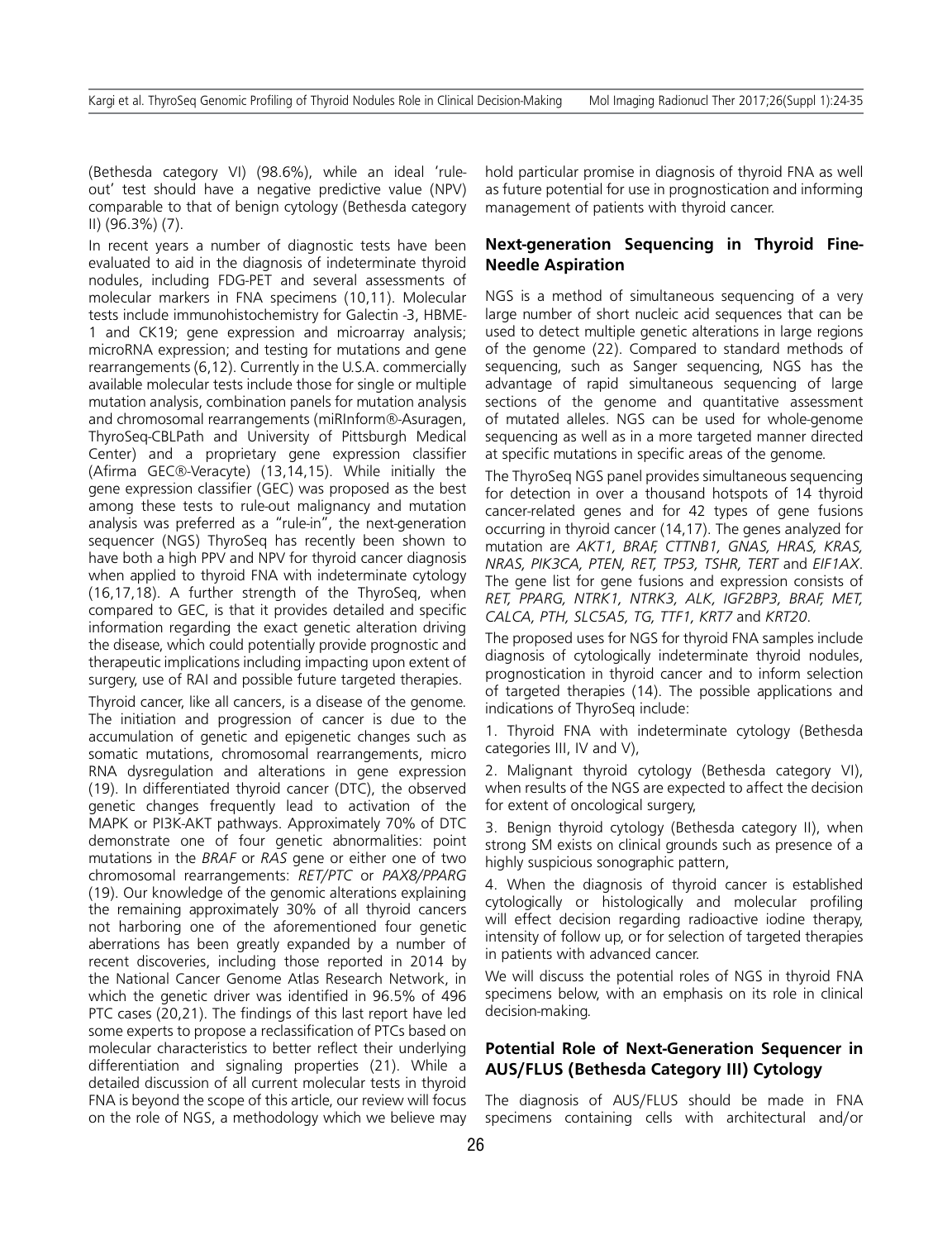(Bethesda category VI) (98.6%), while an ideal 'rule-out' test should have a negative predictive value (NPV) comparable to that of benign cytology (Bethesda category II) (96.3%) (7).

In recent years a number of diagnostic tests have been evaluated to aid in the diagnosis of indeterminate thyroid nodules, including FDG-PET and several assessments of molecular markers in FNA specimens (10,11). Molecular tests include immunohistochemistry for Galectin -3, HBME-1 and CK19; gene expression and microarray analysis; microRNA expression; and testing for mutations and gene rearrangements (6,12). Currently in the U.S.A. commercially available molecular tests include those for single or multiple mutation analysis, combination panels for mutation analysis and chromosomal rearrangements (miRInform®-Asuragen, ThyroSeq-CBLPath and University of Pittsburgh Medical Center) and a proprietary gene expression classifier (Afirma GEC®-Veracyte) (13,14,15). While initially the gene expression classifier (GEC) was proposed as the best among these tests to rule-out malignancy and mutation analysis was preferred as a "rule-in", the next-generation sequencer (NGS) ThyroSeq has recently been shown to have both a high PPV and NPV for thyroid cancer diagnosis when applied to thyroid FNA with indeterminate cytology (16,17,18). A further strength of the ThyroSeq, when compared to GEC, is that it provides detailed and specific information regarding the exact genetic alteration driving the disease, which could potentially provide prognostic and therapeutic implications including impacting upon extent of surgery, use of RAI and possible future targeted therapies.

Thyroid cancer, like all cancers, is a disease of the genome. The initiation and progression of cancer is due to the accumulation of genetic and epigenetic changes such as somatic mutations, chromosomal rearrangements, micro RNA dysregulation and alterations in gene expression (19). In differentiated thyroid cancer (DTC), the observed genetic changes frequently lead to activation of the MAPK or PI3K-AKT pathways. Approximately 70% of DTC demonstrate one of four genetic abnormalities: point mutations in the *BRAF* or *RAS* gene or either one of two chromosomal rearrangements: *RET/PTC* or *PAX8/PPARG* (19). Our knowledge of the genomic alterations explaining the remaining approximately 30% of all thyroid cancers not harboring one of the aforementioned four genetic aberrations has been greatly expanded by a number of recent discoveries, including those reported in 2014 by the National Cancer Genome Atlas Research Network, in which the genetic driver was identified in 96.5% of 496 PTC cases (20,21). The findings of this last report have led some experts to propose a reclassification of PTCs based on molecular characteristics to better reflect their underlying differentiation and signaling properties (21). While a detailed discussion of all current molecular tests in thyroid FNA is beyond the scope of this article, our review will focus on the role of NGS, a methodology which we believe may hold particular promise in diagnosis of thyroid FNA as well as future potential for use in prognostication and informing management of patients with thyroid cancer.

## Next-generation Sequencing in Thyroid Fine-Needle Aspiration

NGS is a method of simultaneous sequencing of a very large number of short nucleic acid sequences that can be used to detect multiple genetic alterations in large regions of the genome (22). Compared to standard methods of sequencing, such as Sanger sequencing, NGS has the advantage of rapid simultaneous sequencing of large sections of the genome and quantitative assessment of mutated alleles. NGS can be used for whole-genome sequencing as well as in a more targeted manner directed at specific mutations in specific areas of the genome.

The ThyroSeq NGS panel provides simultaneous sequencing for detection in over a thousand hotspots of 14 thyroid cancer-related genes and for 42 types of gene fusions occurring in thyroid cancer (14,17). The genes analyzed for mutation are *AKT1, BRAF, CTTNB1, GNAS, HRAS, KRAS, NRAS, PIK3CA, PTEN, RET, TP53, TSHR, TERT* and *EIF1AX*. The gene list for gene fusions and expression consists of *RET, PPARG, NTRK1, NTRK3, ALK, IGF2BP3, BRAF, MET, CALCA, PTH, SLC5A5, TG, TTF1, KRT7* and *KRT20*.

The proposed uses for NGS for thyroid FNA samples include diagnosis of cytologically indeterminate thyroid nodules, prognostication in thyroid cancer and to inform selection of targeted therapies (14). The possible applications and indications of ThyroSeq include:

1. Thyroid FNA with indeterminate cytology (Bethesda categories III, IV and V),
2. Malignant thyroid cytology (Bethesda category VI), when results of the NGS are expected to affect the decision for extent of oncological surgery,
3. Benign thyroid cytology (Bethesda category II), when strong SM exists on clinical grounds such as presence of a highly suspicious sonographic pattern,
4. When the diagnosis of thyroid cancer is established cytologically or histologically and molecular profiling will effect decision regarding radioactive iodine therapy, intensity of follow up, or for selection of targeted therapies in patients with advanced cancer.

We will discuss the potential roles of NGS in thyroid FNA specimens below, with an emphasis on its role in clinical decision-making.

## Potential Role of Next-Generation Sequencer in AUS/FLUS (Bethesda Category III) Cytology

The diagnosis of AUS/FLUS should be made in FNA specimens containing cells with architectural and/or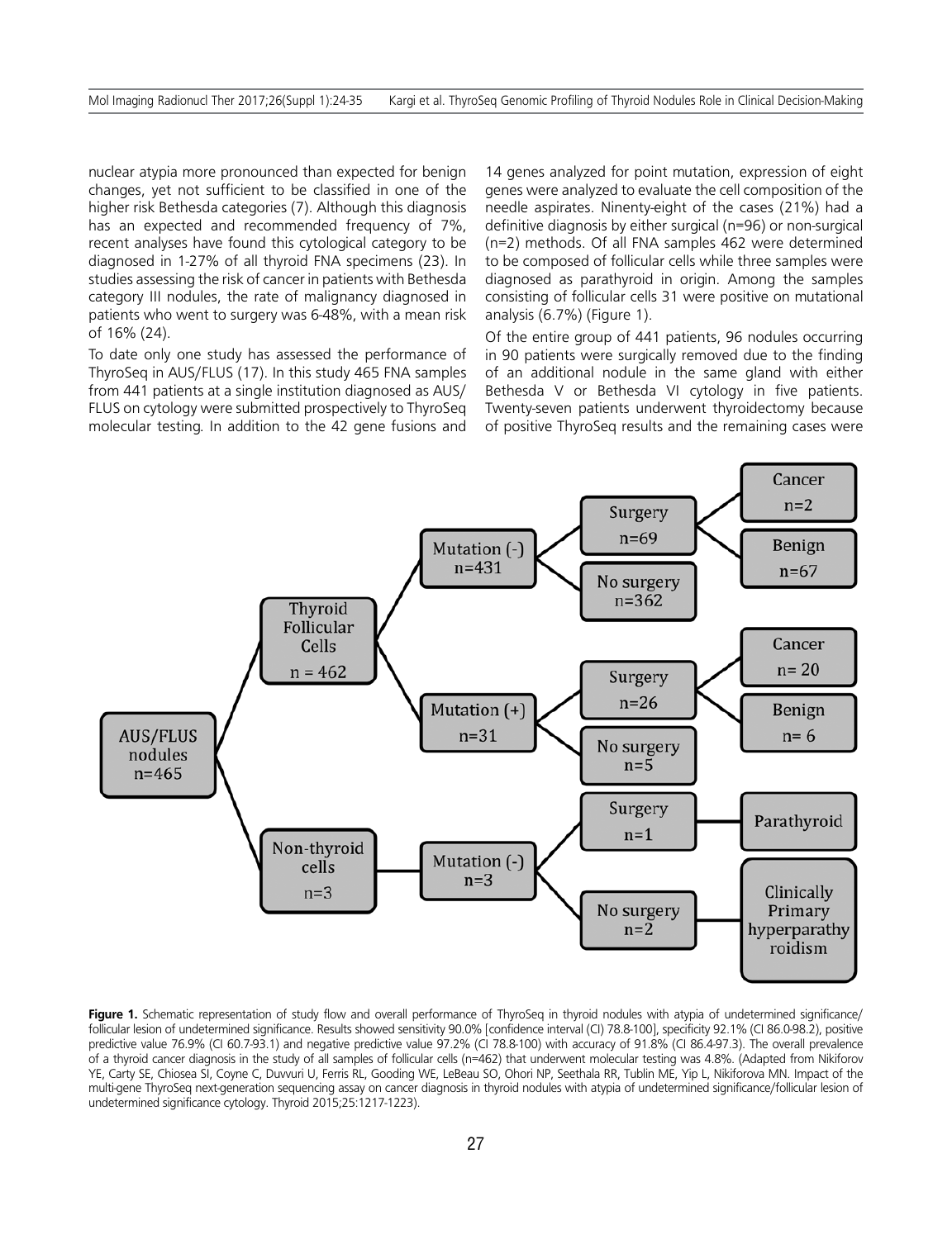nuclear atypia more pronounced than expected for benign changes, yet not sufficient to be classified in one of the higher risk Bethesda categories (7). Although this diagnosis has an expected and recommended frequency of 7%, recent analyses have found this cytological category to be diagnosed in 1-27% of all thyroid FNA specimens (23). In studies assessing the risk of cancer in patients with Bethesda category III nodules, the rate of malignancy diagnosed in patients who went to surgery was 6-48%, with a mean risk of 16% (24).

To date only one study has assessed the performance of ThyroSeq in AUS/FLUS (17). In this study 465 FNA samples from 441 patients at a single institution diagnosed as AUS/FLUS on cytology were submitted prospectively to ThyroSeq molecular testing. In addition to the 42 gene fusions and 14 genes analyzed for point mutation, expression of eight genes were analyzed to evaluate the cell composition of the needle aspirates. Ninenty-eight of the cases (21%) had a definitive diagnosis by either surgical (n=96) or non-surgical (n=2) methods. Of all FNA samples 462 were determined to be composed of follicular cells while three samples were diagnosed as parathyroid in origin. Among the samples consisting of follicular cells 31 were positive on mutational analysis (6.7%) (Figure 1).

Of the entire group of 441 patients, 96 nodules occurring in 90 patients were surgically removed due to the finding of an additional nodule in the same gland with either Bethesda V or Bethesda VI cytology in five patients. Twenty-seven patients underwent thyroidectomy because of positive ThyroSeq results and the remaining cases were

**Figure 1.** Schematic representation of study flow and overall performance of ThyroSeq in thyroid nodules with atypia of undetermined significance/follicular lesion of undetermined significance. Results showed sensitivity 90.0% [confidence interval (CI) 78.8-100], specificity 92.1% (CI 86.0-98.2), positive predictive value 76.9% (CI 60.7-93.1) and negative predictive value 97.2% (CI 78.8-100) with accuracy of 91.8% (CI 86.4-97.3). The overall prevalence of a thyroid cancer diagnosis in the study of all samples of follicular cells (n=462) that underwent molecular testing was 4.8%. (Adapted from Nikiforov YE, Carty SE, Chiosea SI, Coyne C, Duvvuri U, Ferris RL, Gooding WE, LeBeau SO, Ohori NP, Seethala RR, Tublin ME, Yip L, Nikiforova MN. Impact of the multi-gene ThyroSeq next-generation sequencing assay on cancer diagnosis in thyroid nodules with atypia of undetermined significance/follicular lesion of undetermined significance cytology. Thyroid 2015;25:1217-1223).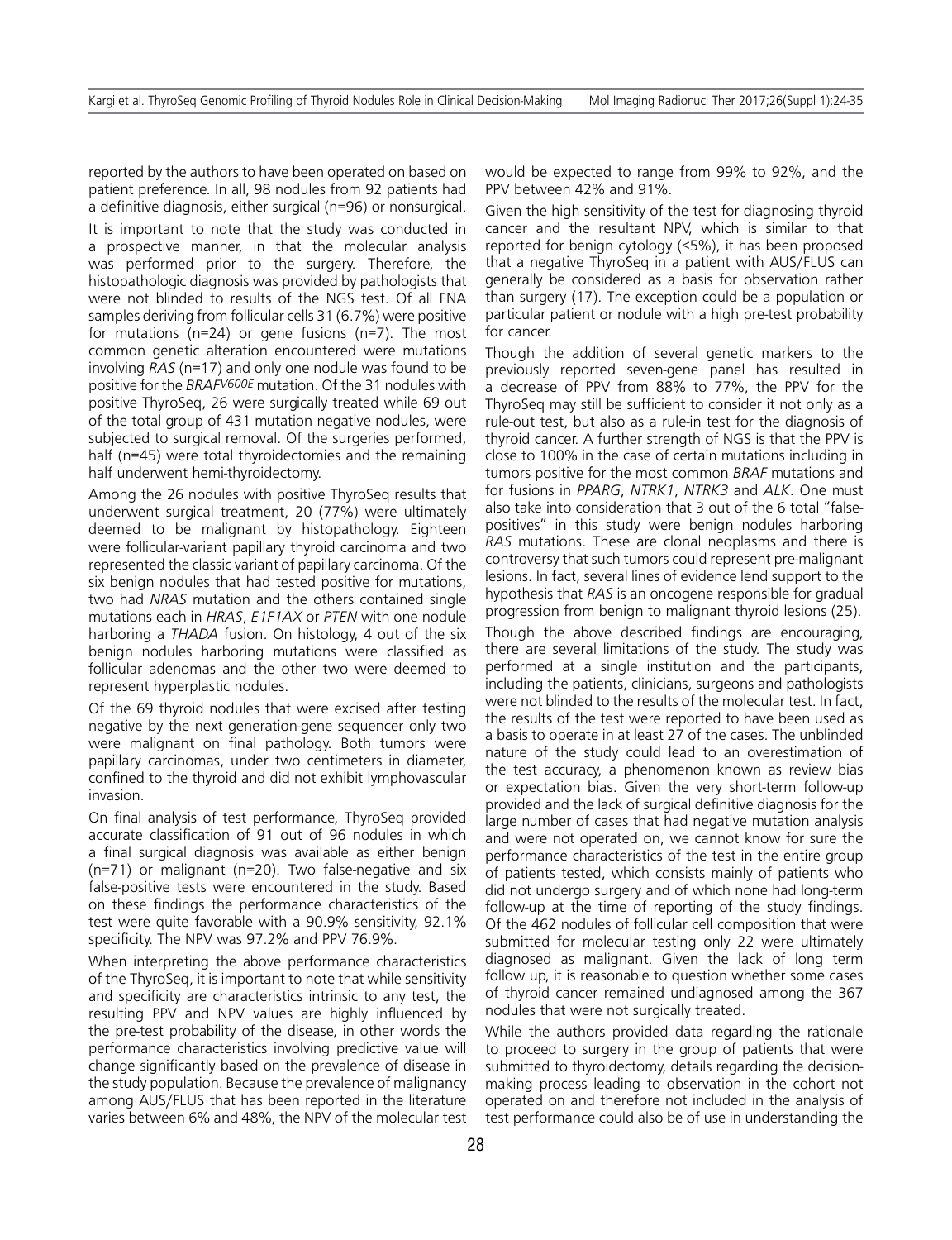reported by the authors to have been operated on based on patient preference. In all, 98 nodules from 92 patients had a definitive diagnosis, either surgical (n=96) or nonsurgical.

It is important to note that the study was conducted in a prospective manner, in that the molecular analysis was performed prior to the surgery. Therefore, the histopathologic diagnosis was provided by pathologists that were not blinded to results of the NGS test. Of all FNA samples deriving from follicular cells 31 (6.7%) were positive for mutations (n=24) or gene fusions (n=7). The most common genetic alteration encountered were mutations involving *RAS* (n=17) and only one nodule was found to be positive for the *BRAF*$^{V600E}$ mutation. Of the 31 nodules with positive ThyroSeq, 26 were surgically treated while 69 out of the total group of 431 mutation negative nodules, were subjected to surgical removal. Of the surgeries performed, half (n=45) were total thyroidectomies and the remaining half underwent hemi-thyroidectomy.

Among the 26 nodules with positive ThyroSeq results that underwent surgical treatment, 20 (77%) were ultimately deemed to be malignant by histopathology. Eighteen were follicular-variant papillary thyroid carcinoma and two represented the classic variant of papillary carcinoma. Of the six benign nodules that had tested positive for mutations, two had *NRAS* mutation and the others contained single mutations each in *HRAS*, *E1F1AX* or *PTEN* with one nodule harboring a *THADA* fusion. On histology, 4 out of the six benign nodules harboring mutations were classified as follicular adenomas and the other two were deemed to represent hyperplastic nodules.

Of the 69 thyroid nodules that were excised after testing negative by the next generation-gene sequencer only two were malignant on final pathology. Both tumors were papillary carcinomas, under two centimeters in diameter, confined to the thyroid and did not exhibit lymphovascular invasion.

On final analysis of test performance, ThyroSeq provided accurate classification of 91 out of 96 nodules in which a final surgical diagnosis was available as either benign (n=71) or malignant (n=20). Two false-negative and six false-positive tests were encountered in the study. Based on these findings the performance characteristics of the test were quite favorable with a 90.9% sensitivity, 92.1% specificity. The NPV was 97.2% and PPV 76.9%.

When interpreting the above performance characteristics of the ThyroSeq, it is important to note that while sensitivity and specificity are characteristics intrinsic to any test, the resulting PPV and NPV values are highly influenced by the pre-test probability of the disease, in other words the performance characteristics involving predictive value will change significantly based on the prevalence of disease in the study population. Because the prevalence of malignancy among AUS/FLUS that has been reported in the literature varies between 6% and 48%, the NPV of the molecular test would be expected to range from 99% to 92%, and the PPV between 42% and 91%.

Given the high sensitivity of the test for diagnosing thyroid cancer and the resultant NPV, which is similar to that reported for benign cytology (<5%), it has been proposed that a negative ThyroSeq in a patient with AUS/FLUS can generally be considered as a basis for observation rather than surgery (17). The exception could be a population or particular patient or nodule with a high pre-test probability for cancer.

Though the addition of several genetic markers to the previously reported seven-gene panel has resulted in a decrease of PPV from 88% to 77%, the PPV for the ThyroSeq may still be sufficient to consider it not only as a rule-out test, but also as a rule-in test for the diagnosis of thyroid cancer. A further strength of NGS is that the PPV is close to 100% in the case of certain mutations including in tumors positive for the most common *BRAF* mutations and for fusions in *PPARG*, *NTRK1*, *NTRK3* and *ALK*. One must also take into consideration that 3 out of the 6 total "false-positives" in this study were benign nodules harboring *RAS* mutations. These are clonal neoplasms and there is controversy that such tumors could represent pre-malignant lesions. In fact, several lines of evidence lend support to the hypothesis that *RAS* is an oncogene responsible for gradual progression from benign to malignant thyroid lesions (25).

Though the above described findings are encouraging, there are several limitations of the study. The study was performed at a single institution and the participants, including the patients, clinicians, surgeons and pathologists were not blinded to the results of the molecular test. In fact, the results of the test were reported to have been used as a basis to operate in at least 27 of the cases. The unblinded nature of the study could lead to an overestimation of the test accuracy, a phenomenon known as review bias or expectation bias. Given the very short-term follow-up provided and the lack of surgical definitive diagnosis for the large number of cases that had negative mutation analysis and were not operated on, we cannot know for sure the performance characteristics of the test in the entire group of patients tested, which consists mainly of patients who did not undergo surgery and of which none had long-term follow-up at the time of reporting of the study findings. Of the 462 nodules of follicular cell composition that were submitted for molecular testing only 22 were ultimately diagnosed as malignant. Given the lack of long term follow up, it is reasonable to question whether some cases of thyroid cancer remained undiagnosed among the 367 nodules that were not surgically treated.

While the authors provided data regarding the rationale to proceed to surgery in the group of patients that were submitted to thyroidectomy, details regarding the decision-making process leading to observation in the cohort not operated on and therefore not included in the analysis of test performance could also be of use in understanding the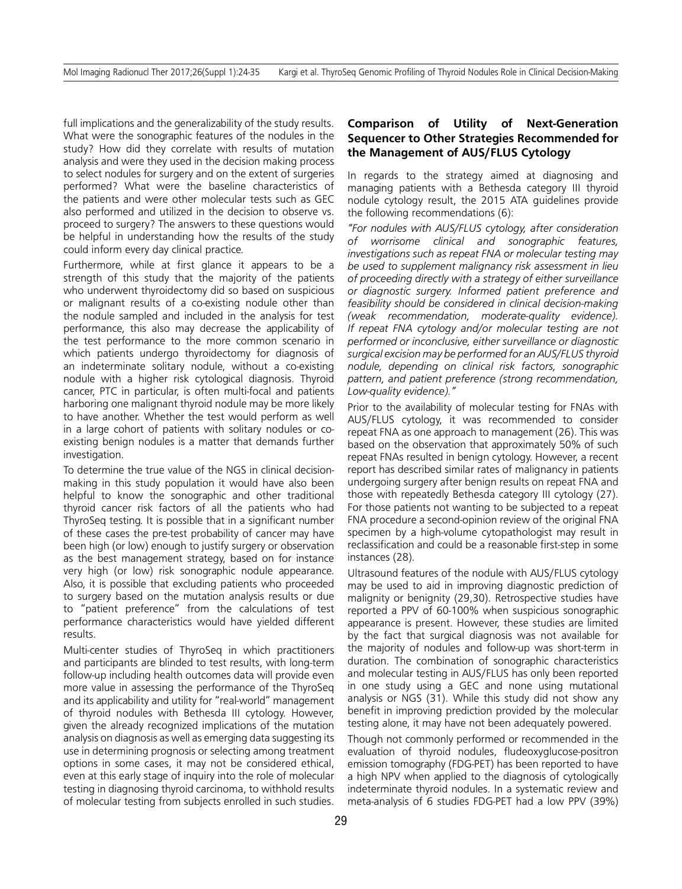full implications and the generalizability of the study results. What were the sonographic features of the nodules in the study? How did they correlate with results of mutation analysis and were they used in the decision making process to select nodules for surgery and on the extent of surgeries performed? What were the baseline characteristics of the patients and were other molecular tests such as GEC also performed and utilized in the decision to observe vs. proceed to surgery? The answers to these questions would be helpful in understanding how the results of the study could inform every day clinical practice.

Furthermore, while at first glance it appears to be a strength of this study that the majority of the patients who underwent thyroidectomy did so based on suspicious or malignant results of a co-existing nodule other than the nodule sampled and included in the analysis for test performance, this also may decrease the applicability of the test performance to the more common scenario in which patients undergo thyroidectomy for diagnosis of an indeterminate solitary nodule, without a co-existing nodule with a higher risk cytological diagnosis. Thyroid cancer, PTC in particular, is often multi-focal and patients harboring one malignant thyroid nodule may be more likely to have another. Whether the test would perform as well in a large cohort of patients with solitary nodules or co-existing benign nodules is a matter that demands further investigation.

To determine the true value of the NGS in clinical decision-making in this study population it would have also been helpful to know the sonographic and other traditional thyroid cancer risk factors of all the patients who had ThyroSeq testing. It is possible that in a significant number of these cases the pre-test probability of cancer may have been high (or low) enough to justify surgery or observation as the best management strategy, based on for instance very high (or low) risk sonographic nodule appearance. Also, it is possible that excluding patients who proceeded to surgery based on the mutation analysis results or due to "patient preference" from the calculations of test performance characteristics would have yielded different results.

Multi-center studies of ThyroSeq in which practitioners and participants are blinded to test results, with long-term follow-up including health outcomes data will provide even more value in assessing the performance of the ThyroSeq and its applicability and utility for "real-world" management of thyroid nodules with Bethesda III cytology. However, given the already recognized implications of the mutation analysis on diagnosis as well as emerging data suggesting its use in determining prognosis or selecting among treatment options in some cases, it may not be considered ethical, even at this early stage of inquiry into the role of molecular testing in diagnosing thyroid carcinoma, to withhold results of molecular testing from subjects enrolled in such studies.

## Comparison of Utility of Next-Generation Sequencer to Other Strategies Recommended for the Management of AUS/FLUS Cytology

In regards to the strategy aimed at diagnosing and managing patients with a Bethesda category III thyroid nodule cytology result, the 2015 ATA guidelines provide the following recommendations (6):

*"For nodules with AUS/FLUS cytology, after consideration of worrisome clinical and sonographic features, investigations such as repeat FNA or molecular testing may be used to supplement malignancy risk assessment in lieu of proceeding directly with a strategy of either surveillance or diagnostic surgery. Informed patient preference and feasibility should be considered in clinical decision-making (weak recommendation, moderate-quality evidence). If repeat FNA cytology and/or molecular testing are not performed or inconclusive, either surveillance or diagnostic surgical excision may be performed for an AUS/FLUS thyroid nodule, depending on clinical risk factors, sonographic pattern, and patient preference (strong recommendation, Low-quality evidence)."*

Prior to the availability of molecular testing for FNAs with AUS/FLUS cytology, it was recommended to consider repeat FNA as one approach to management (26). This was based on the observation that approximately 50% of such repeat FNAs resulted in benign cytology. However, a recent report has described similar rates of malignancy in patients undergoing surgery after benign results on repeat FNA and those with repeatedly Bethesda category III cytology (27). For those patients not wanting to be subjected to a repeat FNA procedure a second-opinion review of the original FNA specimen by a high-volume cytopathologist may result in reclassification and could be a reasonable first-step in some instances (28).

Ultrasound features of the nodule with AUS/FLUS cytology may be used to aid in improving diagnostic prediction of malignity or benignity (29,30). Retrospective studies have reported a PPV of 60-100% when suspicious sonographic appearance is present. However, these studies are limited by the fact that surgical diagnosis was not available for the majority of nodules and follow-up was short-term in duration. The combination of sonographic characteristics and molecular testing in AUS/FLUS has only been reported in one study using a GEC and none using mutational analysis or NGS (31). While this study did not show any benefit in improving prediction provided by the molecular testing alone, it may have not been adequately powered.

Though not commonly performed or recommended in the evaluation of thyroid nodules, fludeoxyglucose-positron emission tomography (FDG-PET) has been reported to have a high NPV when applied to the diagnosis of cytologically indeterminate thyroid nodules. In a systematic review and meta-analysis of 6 studies FDG-PET had a low PPV (39%)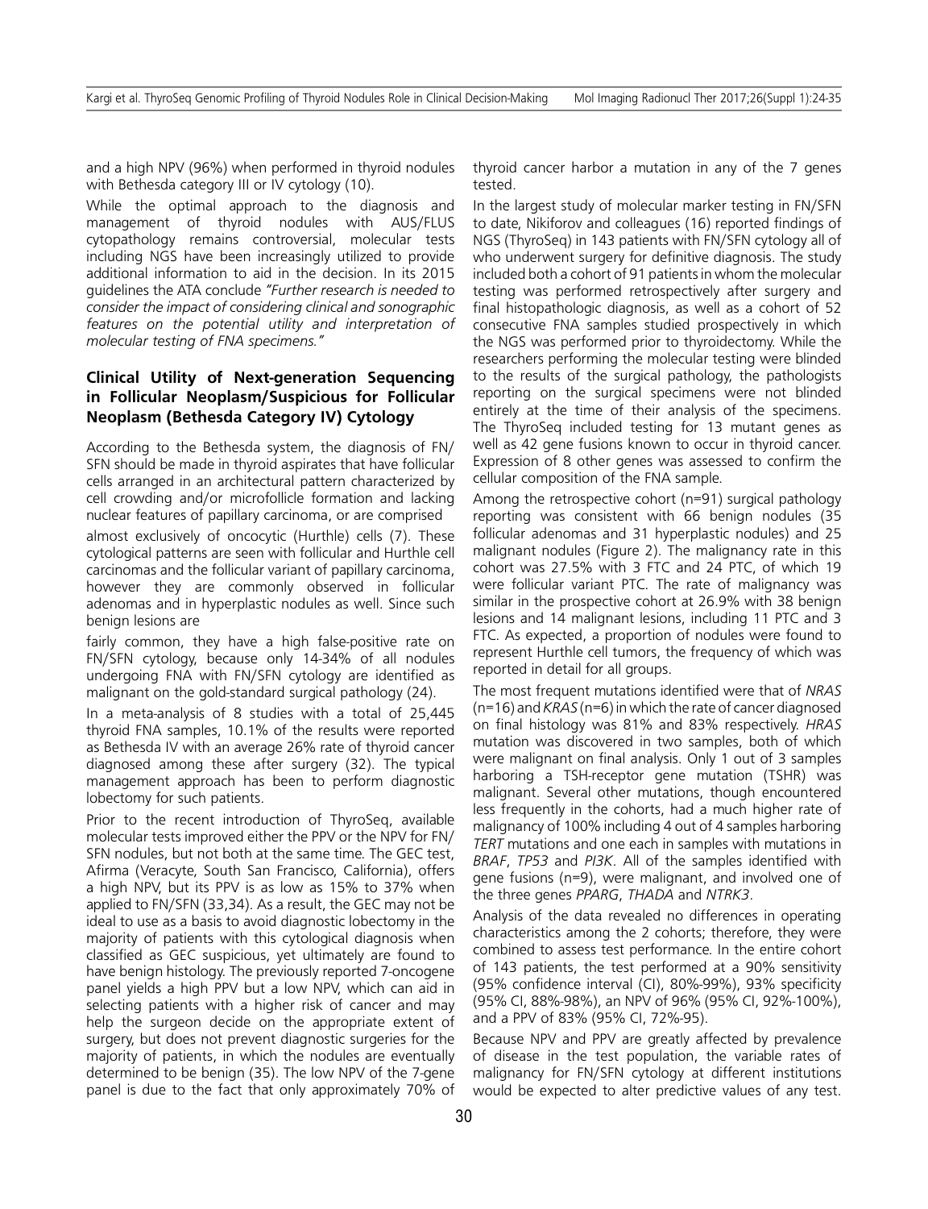and a high NPV (96%) when performed in thyroid nodules with Bethesda category III or IV cytology (10).

While the optimal approach to the diagnosis and management of thyroid nodules with AUS/FLUS cytopathology remains controversial, molecular tests including NGS have been increasingly utilized to provide additional information to aid in the decision. In its 2015 guidelines the ATA conclude *"Further research is needed to consider the impact of considering clinical and sonographic features on the potential utility and interpretation of molecular testing of FNA specimens."*

### Clinical Utility of Next-generation Sequencing in Follicular Neoplasm/Suspicious for Follicular Neoplasm (Bethesda Category IV) Cytology

According to the Bethesda system, the diagnosis of FN/SFN should be made in thyroid aspirates that have follicular cells arranged in an architectural pattern characterized by cell crowding and/or microfollicle formation and lacking nuclear features of papillary carcinoma, or are comprised almost exclusively of oncocytic (Hurthle) cells (7). These cytological patterns are seen with follicular and Hurthle cell carcinomas and the follicular variant of papillary carcinoma, however they are commonly observed in follicular adenomas and in hyperplastic nodules as well. Since such benign lesions are fairly common, they have a high false-positive rate on FN/SFN cytology, because only 14-34% of all nodules undergoing FNA with FN/SFN cytology are identified as malignant on the gold-standard surgical pathology (24).

In a meta-analysis of 8 studies with a total of 25,445 thyroid FNA samples, 10.1% of the results were reported as Bethesda IV with an average 26% rate of thyroid cancer diagnosed among these after surgery (32). The typical management approach has been to perform diagnostic lobectomy for such patients.

Prior to the recent introduction of ThyroSeq, available molecular tests improved either the PPV or the NPV for FN/SFN nodules, but not both at the same time. The GEC test, Afirma (Veracyte, South San Francisco, California), offers a high NPV, but its PPV is as low as 15% to 37% when applied to FN/SFN (33,34). As a result, the GEC may not be ideal to use as a basis to avoid diagnostic lobectomy in the majority of patients with this cytological diagnosis when classified as GEC suspicious, yet ultimately are found to have benign histology. The previously reported 7-oncogene panel yields a high PPV but a low NPV, which can aid in selecting patients with a higher risk of cancer and may help the surgeon decide on the appropriate extent of surgery, but does not prevent diagnostic surgeries for the majority of patients, in which the nodules are eventually determined to be benign (35). The low NPV of the 7-gene panel is due to the fact that only approximately 70% of thyroid cancer harbor a mutation in any of the 7 genes tested.

In the largest study of molecular marker testing in FN/SFN to date, Nikiforov and colleagues (16) reported findings of NGS (ThyroSeq) in 143 patients with FN/SFN cytology all of who underwent surgery for definitive diagnosis. The study included both a cohort of 91 patients in whom the molecular testing was performed retrospectively after surgery and final histopathologic diagnosis, as well as a cohort of 52 consecutive FNA samples studied prospectively in which the NGS was performed prior to thyroidectomy. While the researchers performing the molecular testing were blinded to the results of the surgical pathology, the pathologists reporting on the surgical specimens were not blinded entirely at the time of their analysis of the specimens. The ThyroSeq included testing for 13 mutant genes as well as 42 gene fusions known to occur in thyroid cancer. Expression of 8 other genes was assessed to confirm the cellular composition of the FNA sample.

Among the retrospective cohort (n=91) surgical pathology reporting was consistent with 66 benign nodules (35 follicular adenomas and 31 hyperplastic nodules) and 25 malignant nodules (Figure 2). The malignancy rate in this cohort was 27.5% with 3 FTC and 24 PTC, of which 19 were follicular variant PTC. The rate of malignancy was similar in the prospective cohort at 26.9% with 38 benign lesions and 14 malignant lesions, including 11 PTC and 3 FTC. As expected, a proportion of nodules were found to represent Hurthle cell tumors, the frequency of which was reported in detail for all groups.

The most frequent mutations identified were that of *NRAS* (n=16) and *KRAS* (n=6) in which the rate of cancer diagnosed on final histology was 81% and 83% respectively. *HRAS* mutation was discovered in two samples, both of which were malignant on final analysis. Only 1 out of 3 samples harboring a TSH-receptor gene mutation (TSHR) was malignant. Several other mutations, though encountered less frequently in the cohorts, had a much higher rate of malignancy of 100% including 4 out of 4 samples harboring *TERT* mutations and one each in samples with mutations in *BRAF*, *TP53* and *PI3K*. All of the samples identified with gene fusions (n=9), were malignant, and involved one of the three genes *PPARG*, *THADA* and *NTRK3*.

Analysis of the data revealed no differences in operating characteristics among the 2 cohorts; therefore, they were combined to assess test performance. In the entire cohort of 143 patients, the test performed at a 90% sensitivity (95% confidence interval (CI), 80%-99%), 93% specificity (95% CI, 88%-98%), an NPV of 96% (95% CI, 92%-100%), and a PPV of 83% (95% CI, 72%-95).

Because NPV and PPV are greatly affected by prevalence of disease in the test population, the variable rates of malignancy for FN/SFN cytology at different institutions would be expected to alter predictive values of any test.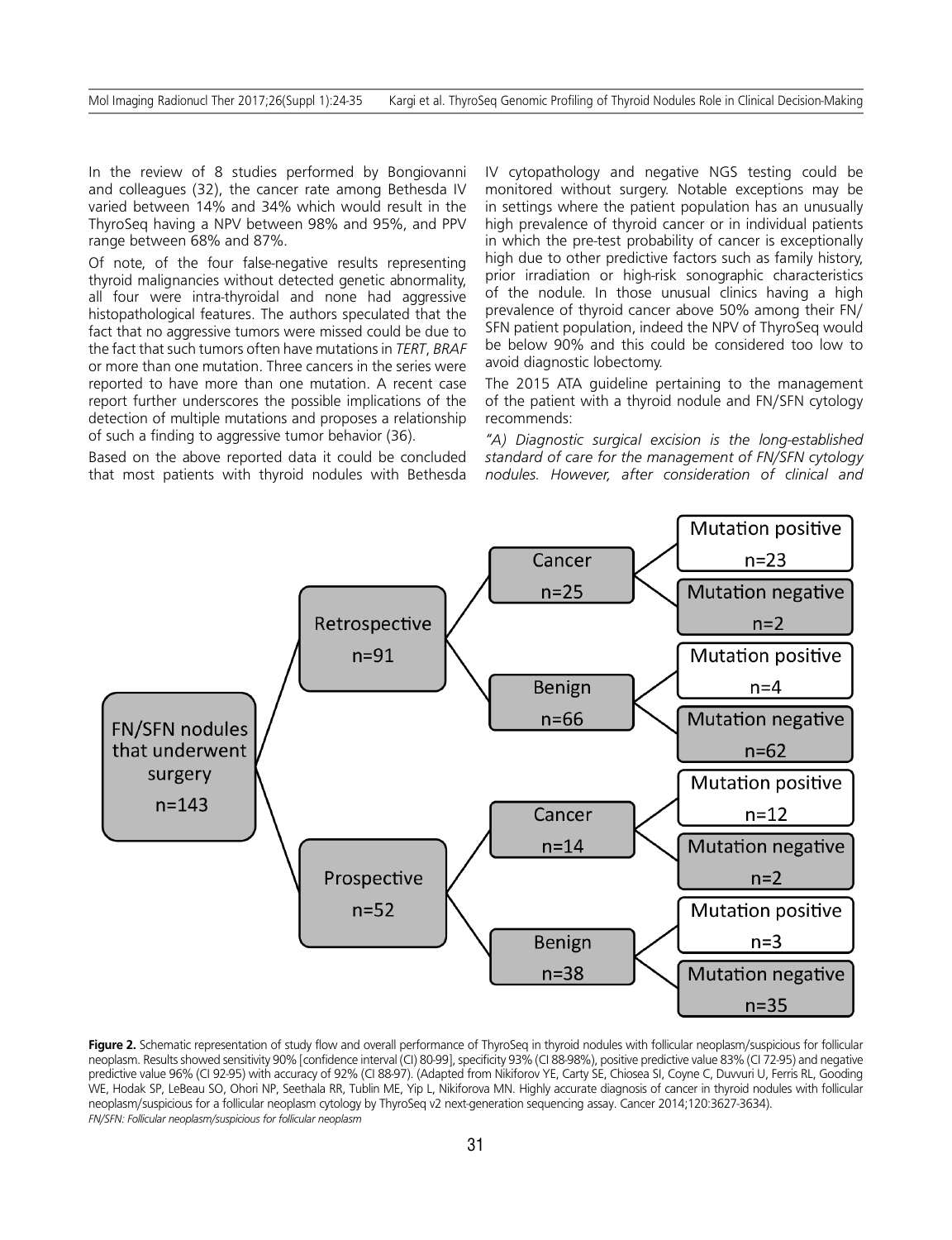In the review of 8 studies performed by Bongiovanni and colleagues (32), the cancer rate among Bethesda IV varied between 14% and 34% which would result in the ThyroSeq having a NPV between 98% and 95%, and PPV range between 68% and 87%.

Of note, of the four false-negative results representing thyroid malignancies without detected genetic abnormality, all four were intra-thyroidal and none had aggressive histopathological features. The authors speculated that the fact that no aggressive tumors were missed could be due to the fact that such tumors often have mutations in *TERT*, *BRAF* or more than one mutation. Three cancers in the series were reported to have more than one mutation. A recent case report further underscores the possible implications of the detection of multiple mutations and proposes a relationship of such a finding to aggressive tumor behavior (36).

Based on the above reported data it could be concluded that most patients with thyroid nodules with Bethesda IV cytopathology and negative NGS testing could be monitored without surgery. Notable exceptions may be in settings where the patient population has an unusually high prevalence of thyroid cancer or in individual patients in which the pre-test probability of cancer is exceptionally high due to other predictive factors such as family history, prior irradiation or high-risk sonographic characteristics of the nodule. In those unusual clinics having a high prevalence of thyroid cancer above 50% among their FN/SFN patient population, indeed the NPV of ThyroSeq would be below 90% and this could be considered too low to avoid diagnostic lobectomy.

The 2015 ATA guideline pertaining to the management of the patient with a thyroid nodule and FN/SFN cytology recommends:

*"A) Diagnostic surgical excision is the long-established standard of care for the management of FN/SFN cytology nodules. However, after consideration of clinical and*

- FN/SFN nodules that underwent surgery n=143
  - Retrospective n=91
    - Cancer n=25
      - Mutation positive n=23
      - Mutation negative n=2
    - Benign n=66
      - Mutation positive n=4
      - Mutation negative n=62
  - Prospective n=52
    - Cancer n=14
      - Mutation positive n=12
      - Mutation negative n=2
    - Benign n=38
      - Mutation positive n=3
      - Mutation negative n=35

**Figure 2.** Schematic representation of study flow and overall performance of ThyroSeq in thyroid nodules with follicular neoplasm/suspicious for follicular neoplasm. Results showed sensitivity 90% [confidence interval (CI) 80-99], specificity 93% (CI 88-98%), positive predictive value 83% (CI 72-95) and negative predictive value 96% (CI 92-95) with accuracy of 92% (CI 88-97). (Adapted from Nikiforov YE, Carty SE, Chiosea SI, Coyne C, Duvvuri U, Ferris RL, Gooding WE, Hodak SP, LeBeau SO, Ohori NP, Seethala RR, Tublin ME, Yip L, Nikiforova MN. Highly accurate diagnosis of cancer in thyroid nodules with follicular neoplasm/suspicious for a follicular neoplasm cytology by ThyroSeq v2 next-generation sequencing assay. Cancer 2014;120:3627-3634).
*FN/SFN: Follicular neoplasm/suspicious for follicular neoplasm*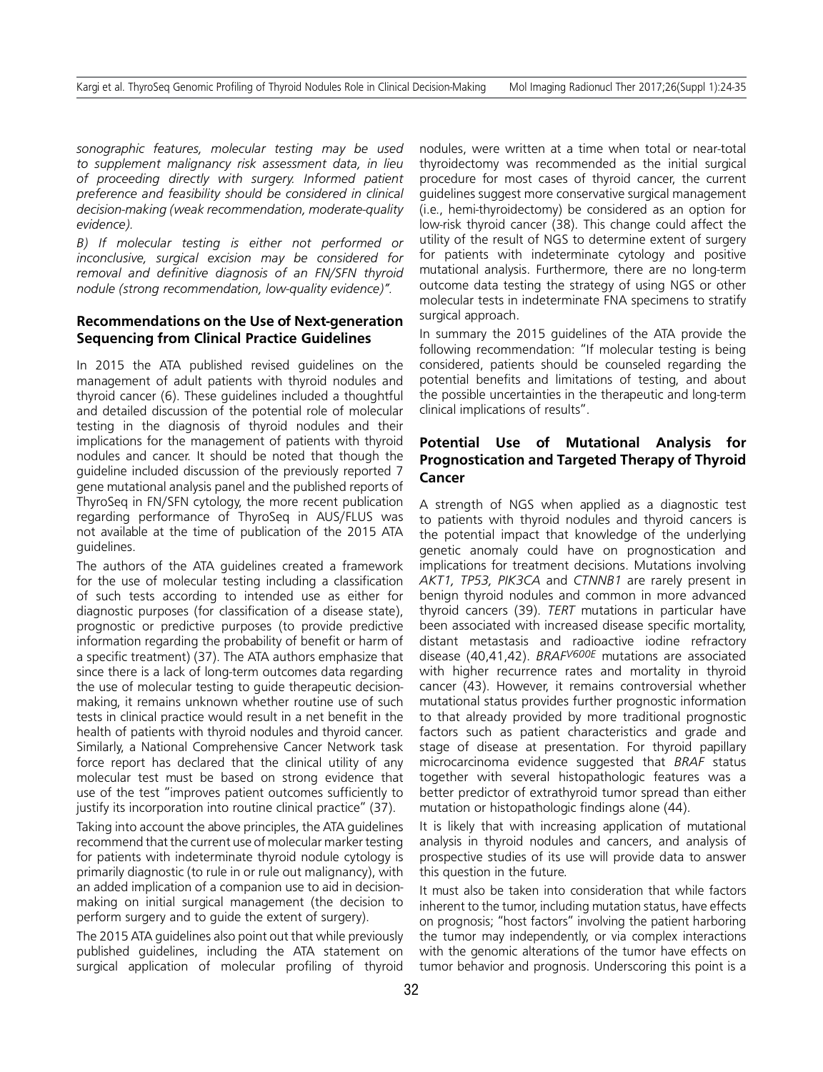*sonographic features, molecular testing may be used to supplement malignancy risk assessment data, in lieu of proceeding directly with surgery. Informed patient preference and feasibility should be considered in clinical decision-making (weak recommendation, moderate-quality evidence).*

*B) If molecular testing is either not performed or inconclusive, surgical excision may be considered for removal and definitive diagnosis of an FN/SFN thyroid nodule (strong recommendation, low-quality evidence)".*

## Recommendations on the Use of Next-generation Sequencing from Clinical Practice Guidelines

In 2015 the ATA published revised guidelines on the management of adult patients with thyroid nodules and thyroid cancer (6). These guidelines included a thoughtful and detailed discussion of the potential role of molecular testing in the diagnosis of thyroid nodules and their implications for the management of patients with thyroid nodules and cancer. It should be noted that though the guideline included discussion of the previously reported 7 gene mutational analysis panel and the published reports of ThyroSeq in FN/SFN cytology, the more recent publication regarding performance of ThyroSeq in AUS/FLUS was not available at the time of publication of the 2015 ATA guidelines.

The authors of the ATA guidelines created a framework for the use of molecular testing including a classification of such tests according to intended use as either for diagnostic purposes (for classification of a disease state), prognostic or predictive purposes (to provide predictive information regarding the probability of benefit or harm of a specific treatment) (37). The ATA authors emphasize that since there is a lack of long-term outcomes data regarding the use of molecular testing to guide therapeutic decision-making, it remains unknown whether routine use of such tests in clinical practice would result in a net benefit in the health of patients with thyroid nodules and thyroid cancer. Similarly, a National Comprehensive Cancer Network task force report has declared that the clinical utility of any molecular test must be based on strong evidence that use of the test "improves patient outcomes sufficiently to justify its incorporation into routine clinical practice" (37).

Taking into account the above principles, the ATA guidelines recommend that the current use of molecular marker testing for patients with indeterminate thyroid nodule cytology is primarily diagnostic (to rule in or rule out malignancy), with an added implication of a companion use to aid in decision-making on initial surgical management (the decision to perform surgery and to guide the extent of surgery).

The 2015 ATA guidelines also point out that while previously published guidelines, including the ATA statement on surgical application of molecular profiling of thyroid nodules, were written at a time when total or near-total thyroidectomy was recommended as the initial surgical procedure for most cases of thyroid cancer, the current guidelines suggest more conservative surgical management (i.e., hemi-thyroidectomy) be considered as an option for low-risk thyroid cancer (38). This change could affect the utility of the result of NGS to determine extent of surgery for patients with indeterminate cytology and positive mutational analysis. Furthermore, there are no long-term outcome data testing the strategy of using NGS or other molecular tests in indeterminate FNA specimens to stratify surgical approach.

In summary the 2015 guidelines of the ATA provide the following recommendation: "If molecular testing is being considered, patients should be counseled regarding the potential benefits and limitations of testing, and about the possible uncertainties in the therapeutic and long-term clinical implications of results".

## Potential Use of Mutational Analysis for Prognostication and Targeted Therapy of Thyroid Cancer

A strength of NGS when applied as a diagnostic test to patients with thyroid nodules and thyroid cancers is the potential impact that knowledge of the underlying genetic anomaly could have on prognostication and implications for treatment decisions. Mutations involving *AKT1, TP53, PIK3CA* and *CTNNB1* are rarely present in benign thyroid nodules and common in more advanced thyroid cancers (39). *TERT* mutations in particular have been associated with increased disease specific mortality, distant metastasis and radioactive iodine refractory disease (40,41,42). *BRAF$^{V600E}$* mutations are associated with higher recurrence rates and mortality in thyroid cancer (43). However, it remains controversial whether mutational status provides further prognostic information to that already provided by more traditional prognostic factors such as patient characteristics and grade and stage of disease at presentation. For thyroid papillary microcarcinoma evidence suggested that *BRAF* status together with several histopathologic features was a better predictor of extrathyroid tumor spread than either mutation or histopathologic findings alone (44).

It is likely that with increasing application of mutational analysis in thyroid nodules and cancers, and analysis of prospective studies of its use will provide data to answer this question in the future.

It must also be taken into consideration that while factors inherent to the tumor, including mutation status, have effects on prognosis; "host factors" involving the patient harboring the tumor may independently, or via complex interactions with the genomic alterations of the tumor have effects on tumor behavior and prognosis. Underscoring this point is a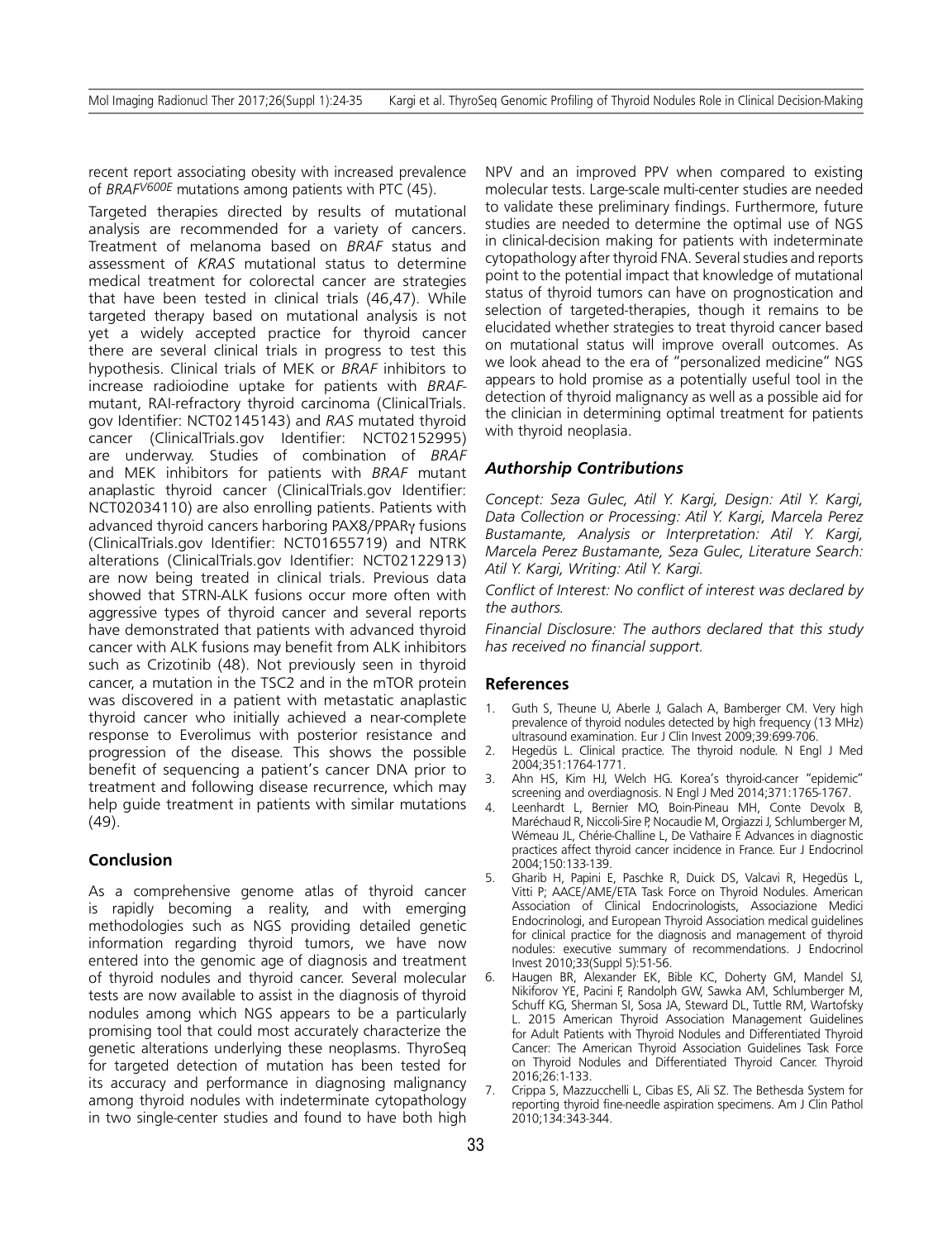recent report associating obesity with increased prevalence of *BRAF*$^{V600E}$ mutations among patients with PTC (45).

Targeted therapies directed by results of mutational analysis are recommended for a variety of cancers. Treatment of melanoma based on *BRAF* status and assessment of *KRAS* mutational status to determine medical treatment for colorectal cancer are strategies that have been tested in clinical trials (46,47). While targeted therapy based on mutational analysis is not yet a widely accepted practice for thyroid cancer there are several clinical trials in progress to test this hypothesis. Clinical trials of MEK or *BRAF* inhibitors to increase radioiodine uptake for patients with *BRAF*-mutant, RAI-refractory thyroid carcinoma (ClinicalTrials.gov Identifier: NCT02145143) and *RAS* mutated thyroid cancer (ClinicalTrials.gov Identifier: NCT02152995) are underway. Studies of combination of *BRAF* and MEK inhibitors for patients with *BRAF* mutant anaplastic thyroid cancer (ClinicalTrials.gov Identifier: NCT02034110) are also enrolling patients. Patients with advanced thyroid cancers harboring PAX8/PPARγ fusions (ClinicalTrials.gov Identifier: NCT01655719) and NTRK alterations (ClinicalTrials.gov Identifier: NCT02122913) are now being treated in clinical trials. Previous data showed that STRN-ALK fusions occur more often with aggressive types of thyroid cancer and several reports have demonstrated that patients with advanced thyroid cancer with ALK fusions may benefit from ALK inhibitors such as Crizotinib (48). Not previously seen in thyroid cancer, a mutation in the TSC2 and in the mTOR protein was discovered in a patient with metastatic anaplastic thyroid cancer who initially achieved a near-complete response to Everolimus with posterior resistance and progression of the disease. This shows the possible benefit of sequencing a patient's cancer DNA prior to treatment and following disease recurrence, which may help guide treatment in patients with similar mutations (49).

## Conclusion

As a comprehensive genome atlas of thyroid cancer is rapidly becoming a reality, and with emerging methodologies such as NGS providing detailed genetic information regarding thyroid tumors, we have now entered into the genomic age of diagnosis and treatment of thyroid nodules and thyroid cancer. Several molecular tests are now available to assist in the diagnosis of thyroid nodules among which NGS appears to be a particularly promising tool that could most accurately characterize the genetic alterations underlying these neoplasms. ThyroSeq for targeted detection of mutation has been tested for its accuracy and performance in diagnosing malignancy among thyroid nodules with indeterminate cytopathology in two single-center studies and found to have both high NPV and an improved PPV when compared to existing molecular tests. Large-scale multi-center studies are needed to validate these preliminary findings. Furthermore, future studies are needed to determine the optimal use of NGS in clinical-decision making for patients with indeterminate cytopathology after thyroid FNA. Several studies and reports point to the potential impact that knowledge of mutational status of thyroid tumors can have on prognostication and selection of targeted-therapies, though it remains to be elucidated whether strategies to treat thyroid cancer based on mutational status will improve overall outcomes. As we look ahead to the era of "personalized medicine" NGS appears to hold promise as a potentially useful tool in the detection of thyroid malignancy as well as a possible aid for the clinician in determining optimal treatment for patients with thyroid neoplasia.

### *Authorship Contributions*

*Concept: Seza Gulec, Atil Y. Kargi, Design: Atil Y. Kargi, Data Collection or Processing: Atil Y. Kargi, Marcela Perez Bustamante, Analysis or Interpretation: Atil Y. Kargi, Marcela Perez Bustamante, Seza Gulec, Literature Search: Atil Y. Kargi, Writing: Atil Y. Kargi.*

*Conflict of Interest: No conflict of interest was declared by the authors.*

*Financial Disclosure: The authors declared that this study has received no financial support.*

## References

1. Guth S, Theune U, Aberle J, Galach A, Bamberger CM. Very high prevalence of thyroid nodules detected by high frequency (13 MHz) ultrasound examination. Eur J Clin Invest 2009;39:699-706.
2. Hegedüs L. Clinical practice. The thyroid nodule. N Engl J Med 2004;351:1764-1771.
3. Ahn HS, Kim HJ, Welch HG. Korea's thyroid-cancer "epidemic" screening and overdiagnosis. N Engl J Med 2014;371:1765-1767.
4. Leenhardt L, Bernier MO, Boin-Pineau MH, Conte Devolx B, Maréchaud R, Niccoli-Sire P, Nocaudie M, Orgiazzi J, Schlumberger M, Wémeau JL, Chérie-Challine L, De Vathaire F. Advances in diagnostic practices affect thyroid cancer incidence in France. Eur J Endocrinol 2004;150:133-139.
5. Gharib H, Papini E, Paschke R, Duick DS, Valcavi R, Hegedüs L, Vitti P; AACE/AME/ETA Task Force on Thyroid Nodules. American Association of Clinical Endocrinologists, Associazione Medici Endocrinologi, and European Thyroid Association medical guidelines for clinical practice for the diagnosis and management of thyroid nodules: executive summary of recommendations. J Endocrinol Invest 2010;33(Suppl 5):51-56.
6. Haugen BR, Alexander EK, Bible KC, Doherty GM, Mandel SJ, Nikiforov YE, Pacini F, Randolph GW, Sawka AM, Schlumberger M, Schuff KG, Sherman SI, Sosa JA, Steward DL, Tuttle RM, Wartofsky L. 2015 American Thyroid Association Management Guidelines for Adult Patients with Thyroid Nodules and Differentiated Thyroid Cancer: The American Thyroid Association Guidelines Task Force on Thyroid Nodules and Differentiated Thyroid Cancer. Thyroid 2016;26:1-133.
7. Crippa S, Mazzucchelli L, Cibas ES, Ali SZ. The Bethesda System for reporting thyroid fine-needle aspiration specimens. Am J Clin Pathol 2010;134:343-344.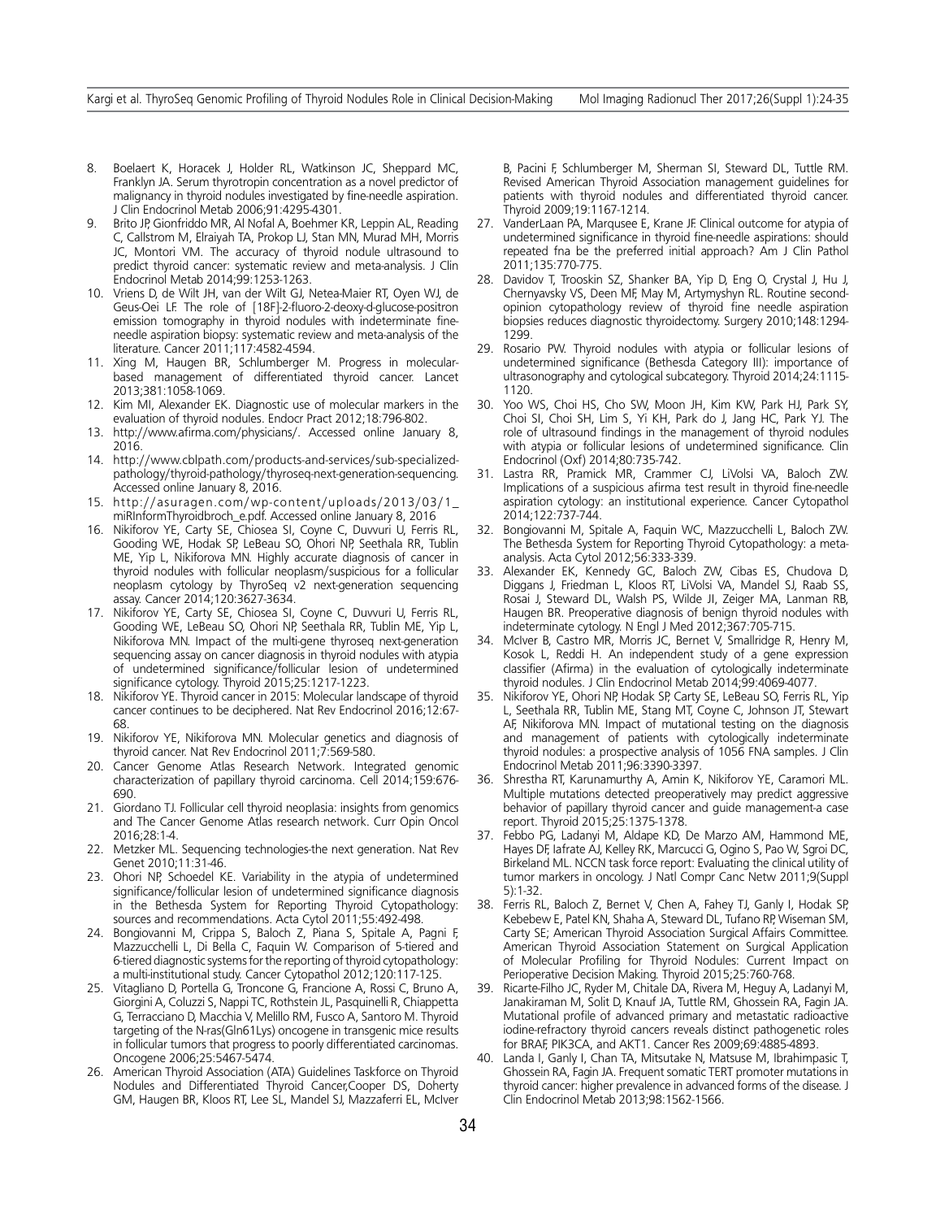8. Boelaert K, Horacek J, Holder RL, Watkinson JC, Sheppard MC, Franklyn JA. Serum thyrotropin concentration as a novel predictor of malignancy in thyroid nodules investigated by fine-needle aspiration. J Clin Endocrinol Metab 2006;91:4295-4301.
9. Brito JP, Gionfriddo MR, Al Nofal A, Boehmer KR, Leppin AL, Reading C, Callstrom M, Elraiyah TA, Prokop LJ, Stan MN, Murad MH, Morris JC, Montori VM. The accuracy of thyroid nodule ultrasound to predict thyroid cancer: systematic review and meta-analysis. J Clin Endocrinol Metab 2014;99:1253-1263.
10. Vriens D, de Wilt JH, van der Wilt GJ, Netea-Maier RT, Oyen WJ, de Geus-Oei LF. The role of [18F]-2-fluoro-2-deoxy-d-glucose-positron emission tomography in thyroid nodules with indeterminate fine-needle aspiration biopsy: systematic review and meta-analysis of the literature. Cancer 2011;117:4582-4594.
11. Xing M, Haugen BR, Schlumberger M. Progress in molecular-based management of differentiated thyroid cancer. Lancet 2013;381:1058-1069.
12. Kim MI, Alexander EK. Diagnostic use of molecular markers in the evaluation of thyroid nodules. Endocr Pract 2012;18:796-802.
13. http://www.afirma.com/physicians/. Accessed online January 8, 2016.
14. http://www.cblpath.com/products-and-services/sub-specialized-pathology/thyroid-pathology/thyroseq-next-generation-sequencing. Accessed online January 8, 2016.
15. http://asuragen.com/wp-content/uploads/2013/03/1_miRInformThyroidbroch_e.pdf. Accessed online January 8, 2016
16. Nikiforov YE, Carty SE, Chiosea SI, Coyne C, Duvvuri U, Ferris RL, Gooding WE, Hodak SP, LeBeau SO, Ohori NP, Seethala RR, Tublin ME, Yip L, Nikiforova MN. Highly accurate diagnosis of cancer in thyroid nodules with follicular neoplasm/suspicious for a follicular neoplasm cytology by ThyroSeq v2 next-generation sequencing assay. Cancer 2014;120:3627-3634.
17. Nikiforov YE, Carty SE, Chiosea SI, Coyne C, Duvvuri U, Ferris RL, Gooding WE, LeBeau SO, Ohori NP, Seethala RR, Tublin ME, Yip L, Nikiforova MN. Impact of the multi-gene thyroseq next-generation sequencing assay on cancer diagnosis in thyroid nodules with atypia of undetermined significance/follicular lesion of undetermined significance cytology. Thyroid 2015;25:1217-1223.
18. Nikiforov YE. Thyroid cancer in 2015: Molecular landscape of thyroid cancer continues to be deciphered. Nat Rev Endocrinol 2016;12:67-68.
19. Nikiforov YE, Nikiforova MN. Molecular genetics and diagnosis of thyroid cancer. Nat Rev Endocrinol 2011;7:569-580.
20. Cancer Genome Atlas Research Network. Integrated genomic characterization of papillary thyroid carcinoma. Cell 2014;159:676-690.
21. Giordano TJ. Follicular cell thyroid neoplasia: insights from genomics and The Cancer Genome Atlas research network. Curr Opin Oncol 2016;28:1-4.
22. Metzker ML. Sequencing technologies-the next generation. Nat Rev Genet 2010;11:31-46.
23. Ohori NP, Schoedel KE. Variability in the atypia of undetermined significance/follicular lesion of undetermined significance diagnosis in the Bethesda System for Reporting Thyroid Cytopathology: sources and recommendations. Acta Cytol 2011;55:492-498.
24. Bongiovanni M, Crippa S, Baloch Z, Piana S, Spitale A, Pagni F, Mazzucchelli L, Di Bella C, Faquin W. Comparison of 5-tiered and 6-tiered diagnostic systems for the reporting of thyroid cytopathology: a multi-institutional study. Cancer Cytopathol 2012;120:117-125.
25. Vitagliano D, Portella G, Troncone G, Francione A, Rossi C, Bruno A, Giorgini A, Coluzzi S, Nappi TC, Rothstein JL, Pasquinelli R, Chiappetta G, Terracciano D, Macchia V, Melillo RM, Fusco A, Santoro M. Thyroid targeting of the N-ras(Gln61Lys) oncogene in transgenic mice results in follicular tumors that progress to poorly differentiated carcinomas. Oncogene 2006;25:5467-5474.
26. American Thyroid Association (ATA) Guidelines Taskforce on Thyroid Nodules and Differentiated Thyroid Cancer,Cooper DS, Doherty GM, Haugen BR, Kloos RT, Lee SL, Mandel SJ, Mazzaferri EL, McIver B, Pacini F, Schlumberger M, Sherman SI, Steward DL, Tuttle RM. Revised American Thyroid Association management guidelines for patients with thyroid nodules and differentiated thyroid cancer. Thyroid 2009;19:1167-1214.
27. VanderLaan PA, Marqusee E, Krane JF. Clinical outcome for atypia of undetermined significance in thyroid fine-needle aspirations: should repeated fna be the preferred initial approach? Am J Clin Pathol 2011;135:770-775.
28. Davidov T, Trooskin SZ, Shanker BA, Yip D, Eng O, Crystal J, Hu J, Chernyavsky VS, Deen MF, May M, Artymyshyn RL. Routine second-opinion cytopathology review of thyroid fine needle aspiration biopsies reduces diagnostic thyroidectomy. Surgery 2010;148:1294-1299.
29. Rosario PW. Thyroid nodules with atypia or follicular lesions of undetermined significance (Bethesda Category III): importance of ultrasonography and cytological subcategory. Thyroid 2014;24:1115-1120.
30. Yoo WS, Choi HS, Cho SW, Moon JH, Kim KW, Park HJ, Park SY, Choi SI, Choi SH, Lim S, Yi KH, Park do J, Jang HC, Park YJ. The role of ultrasound findings in the management of thyroid nodules with atypia or follicular lesions of undetermined significance. Clin Endocrinol (Oxf) 2014;80:735-742.
31. Lastra RR, Pramick MR, Crammer CJ, LiVolsi VA, Baloch ZW. Implications of a suspicious afirma test result in thyroid fine-needle aspiration cytology: an institutional experience. Cancer Cytopathol 2014;122:737-744.
32. Bongiovanni M, Spitale A, Faquin WC, Mazzucchelli L, Baloch ZW. The Bethesda System for Reporting Thyroid Cytopathology: a meta-analysis. Acta Cytol 2012;56:333-339.
33. Alexander EK, Kennedy GC, Baloch ZW, Cibas ES, Chudova D, Diggans J, Friedman L, Kloos RT, LiVolsi VA, Mandel SJ, Raab SS, Rosai J, Steward DL, Walsh PS, Wilde JI, Zeiger MA, Lanman RB, Haugen BR. Preoperative diagnosis of benign thyroid nodules with indeterminate cytology. N Engl J Med 2012;367:705-715.
34. McIver B, Castro MR, Morris JC, Bernet V, Smallridge R, Henry M, Kosok L, Reddi H. An independent study of a gene expression classifier (Afirma) in the evaluation of cytologically indeterminate thyroid nodules. J Clin Endocrinol Metab 2014;99:4069-4077.
35. Nikiforov YE, Ohori NP, Hodak SP, Carty SE, LeBeau SO, Ferris RL, Yip L, Seethala RR, Tublin ME, Stang MT, Coyne C, Johnson JT, Stewart AF, Nikiforova MN. Impact of mutational testing on the diagnosis and management of patients with cytologically indeterminate thyroid nodules: a prospective analysis of 1056 FNA samples. J Clin Endocrinol Metab 2011;96:3390-3397.
36. Shrestha RT, Karunamurthy A, Amin K, Nikiforov YE, Caramori ML. Multiple mutations detected preoperatively may predict aggressive behavior of papillary thyroid cancer and guide management-a case report. Thyroid 2015;25:1375-1378.
37. Febbo PG, Ladanyi M, Aldape KD, De Marzo AM, Hammond ME, Hayes DF, Iafrate AJ, Kelley RK, Marcucci G, Ogino S, Pao W, Sgroi DC, Birkeland ML. NCCN task force report: Evaluating the clinical utility of tumor markers in oncology. J Natl Compr Canc Netw 2011;9(Suppl 5):1-32.
38. Ferris RL, Baloch Z, Bernet V, Chen A, Fahey TJ, Ganly I, Hodak SP, Kebebew E, Patel KN, Shaha A, Steward DL, Tufano RP, Wiseman SM, Carty SE; American Thyroid Association Surgical Affairs Committee. American Thyroid Association Statement on Surgical Application of Molecular Profiling for Thyroid Nodules: Current Impact on Perioperative Decision Making. Thyroid 2015;25:760-768.
39. Ricarte-Filho JC, Ryder M, Chitale DA, Rivera M, Heguy A, Ladanyi M, Janakiraman M, Solit D, Knauf JA, Tuttle RM, Ghossein RA, Fagin JA. Mutational profile of advanced primary and metastatic radioactive iodine-refractory thyroid cancers reveals distinct pathogenetic roles for BRAF, PIK3CA, and AKT1. Cancer Res 2009;69:4885-4893.
40. Landa I, Ganly I, Chan TA, Mitsutake N, Matsuse M, Ibrahimpasic T, Ghossein RA, Fagin JA. Frequent somatic TERT promoter mutations in thyroid cancer: higher prevalence in advanced forms of the disease. J Clin Endocrinol Metab 2013;98:1562-1566.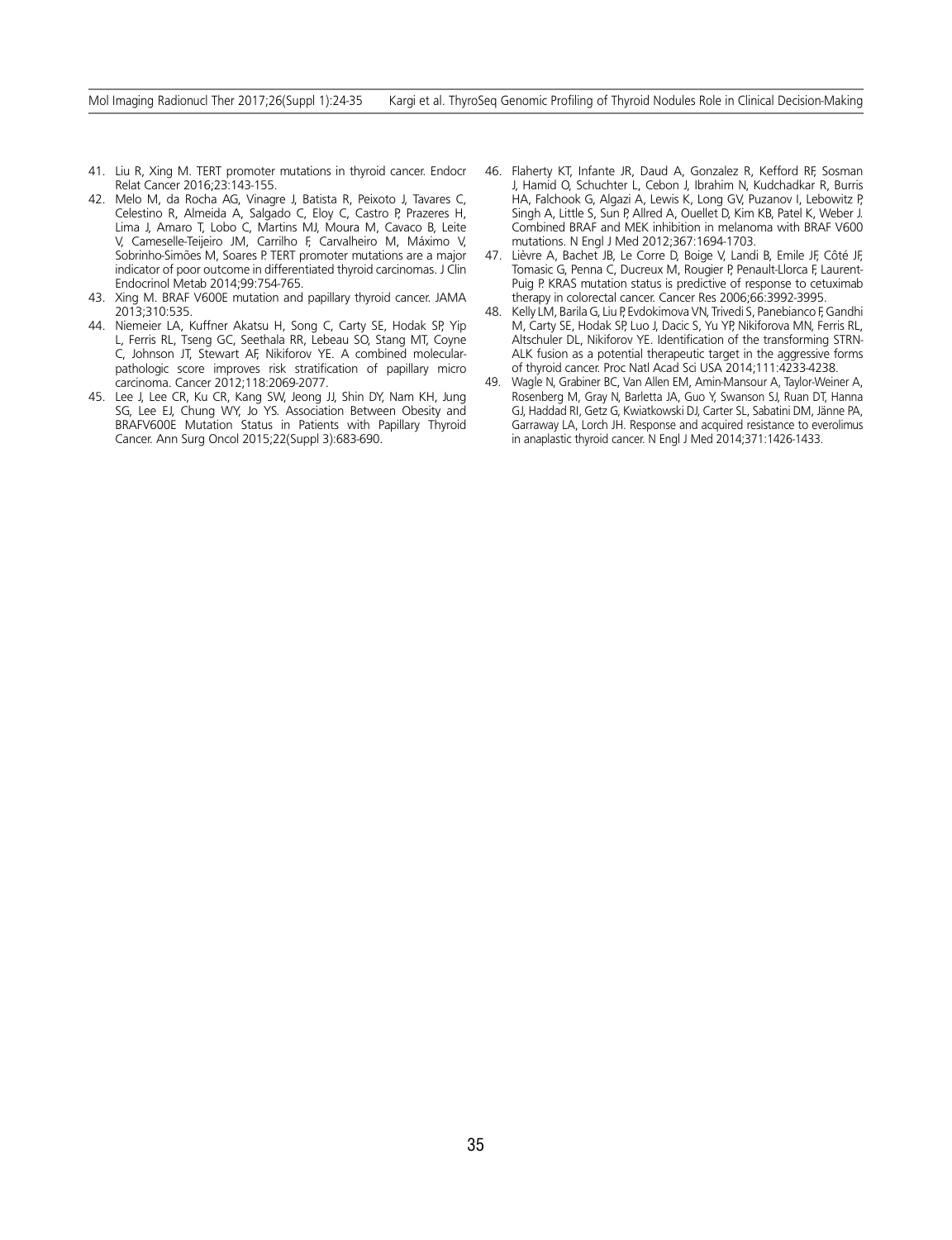41. Liu R, Xing M. TERT promoter mutations in thyroid cancer. Endocr Relat Cancer 2016;23:143-155.
42. Melo M, da Rocha AG, Vinagre J, Batista R, Peixoto J, Tavares C, Celestino R, Almeida A, Salgado C, Eloy C, Castro P, Prazeres H, Lima J, Amaro T, Lobo C, Martins MJ, Moura M, Cavaco B, Leite V, Cameselle-Teijeiro JM, Carrilho F, Carvalheiro M, Máximo V, Sobrinho-Simões M, Soares P. TERT promoter mutations are a major indicator of poor outcome in differentiated thyroid carcinomas. J Clin Endocrinol Metab 2014;99:754-765.
43. Xing M. BRAF V600E mutation and papillary thyroid cancer. JAMA 2013;310:535.
44. Niemeier LA, Kuffner Akatsu H, Song C, Carty SE, Hodak SP, Yip L, Ferris RL, Tseng GC, Seethala RR, Lebeau SO, Stang MT, Coyne C, Johnson JT, Stewart AF, Nikiforov YE. A combined molecular-pathologic score improves risk stratification of papillary micro carcinoma. Cancer 2012;118:2069-2077.
45. Lee J, Lee CR, Ku CR, Kang SW, Jeong JJ, Shin DY, Nam KH, Jung SG, Lee EJ, Chung WY, Jo YS. Association Between Obesity and BRAFV600E Mutation Status in Patients with Papillary Thyroid Cancer. Ann Surg Oncol 2015;22(Suppl 3):683-690.
46. Flaherty KT, Infante JR, Daud A, Gonzalez R, Kefford RF, Sosman J, Hamid O, Schuchter L, Cebon J, Ibrahim N, Kudchadkar R, Burris HA, Falchook G, Algazi A, Lewis K, Long GV, Puzanov I, Lebowitz P, Singh A, Little S, Sun P, Allred A, Ouellet D, Kim KB, Patel K, Weber J. Combined BRAF and MEK inhibition in melanoma with BRAF V600 mutations. N Engl J Med 2012;367:1694-1703.
47. Lièvre A, Bachet JB, Le Corre D, Boige V, Landi B, Emile JF, Côté JF, Tomasic G, Penna C, Ducreux M, Rougier P, Penault-Llorca F, Laurent-Puig P. KRAS mutation status is predictive of response to cetuximab therapy in colorectal cancer. Cancer Res 2006;66:3992-3995.
48. Kelly LM, Barila G, Liu P, Evdokimova VN, Trivedi S, Panebianco F, Gandhi M, Carty SE, Hodak SP, Luo J, Dacic S, Yu YP, Nikiforova MN, Ferris RL, Altschuler DL, Nikiforov YE. Identification of the transforming STRN-ALK fusion as a potential therapeutic target in the aggressive forms of thyroid cancer. Proc Natl Acad Sci USA 2014;111:4233-4238.
49. Wagle N, Grabiner BC, Van Allen EM, Amin-Mansour A, Taylor-Weiner A, Rosenberg M, Gray N, Barletta JA, Guo Y, Swanson SJ, Ruan DT, Hanna GJ, Haddad RI, Getz G, Kwiatkowski DJ, Carter SL, Sabatini DM, Jänne PA, Garraway LA, Lorch JH. Response and acquired resistance to everolimus in anaplastic thyroid cancer. N Engl J Med 2014;371:1426-1433.